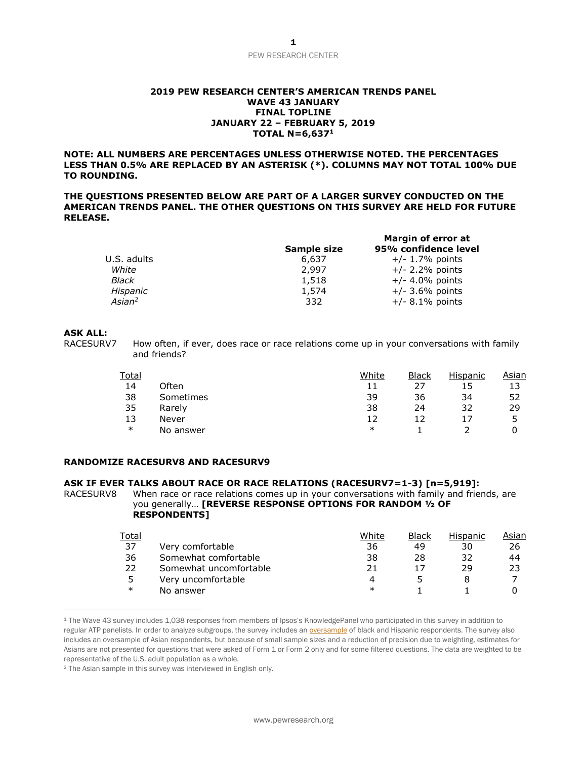**2019 PEW RESEARCH CENTER'S AMERICAN TRENDS PANEL**
**WAVE 43 JANUARY**
**FINAL TOPLINE**
**JANUARY 22 – FEBRUARY 5, 2019**
**TOTAL N=6,637[1]**

**NOTE: ALL NUMBERS ARE PERCENTAGES UNLESS OTHERWISE NOTED. THE PERCENTAGES LESS THAN 0.5% ARE REPLACED BY AN ASTERISK (*). COLUMNS MAY NOT TOTAL 100% DUE TO ROUNDING.**

**THE QUESTIONS PRESENTED BELOW ARE PART OF A LARGER SURVEY CONDUCTED ON THE AMERICAN TRENDS PANEL. THE OTHER QUESTIONS ON THIS SURVEY ARE HELD FOR FUTURE RELEASE.**

| | Sample size | Margin of error at 95% confidence level |
|---|---|---|
| U.S. adults | 6,637 | +/- 1.7% points |
| *White* | 2,997 | +/- 2.2% points |
| *Black* | 1,518 | +/- 4.0% points |
| *Hispanic* | 1,574 | +/- 3.6% points |
| *Asian[2]* | 332 | +/- 8.1% points |

**ASK ALL:**

RACESURV7 How often, if ever, does race or race relations come up in your conversations with family and friends?

| Total | | White | Black | Hispanic | Asian |
|---|---|---|---|---|---|
| 14 | Often | 11 | 27 | 15 | 13 |
| 38 | Sometimes | 39 | 36 | 34 | 52 |
| 35 | Rarely | 38 | 24 | 32 | 29 |
| 13 | Never | 12 | 12 | 17 | 5 |
| * | No answer | * | 1 | 2 | 0 |

**RANDOMIZE RACESURV8 AND RACESURV9**

**ASK IF EVER TALKS ABOUT RACE OR RACE RELATIONS (RACESURV7=1-3) [n=5,919]:**

RACESURV8 When race or race relations comes up in your conversations with family and friends, are you generally… **[REVERSE RESPONSE OPTIONS FOR RANDOM ½ OF RESPONDENTS]**

| Total | | White | Black | Hispanic | Asian |
|---|---|---|---|---|---|
| 37 | Very comfortable | 36 | 49 | 30 | 26 |
| 36 | Somewhat comfortable | 38 | 28 | 32 | 44 |
| 22 | Somewhat uncomfortable | 21 | 17 | 29 | 23 |
| 5 | Very uncomfortable | 4 | 5 | 8 | 7 |
| * | No answer | * | 1 | 1 | 0 |

---

[1] The Wave 43 survey includes 1,038 responses from members of Ipsos's KnowledgePanel who participated in this survey in addition to regular ATP panelists. In order to analyze subgroups, the survey includes an oversample of black and Hispanic respondents. The survey also includes an oversample of Asian respondents, but because of small sample sizes and a reduction of precision due to weighting, estimates for Asians are not presented for questions that were asked of Form 1 or Form 2 only and for some filtered questions. The data are weighted to be representative of the U.S. adult population as a whole.

[2] The Asian sample in this survey was interviewed in English only.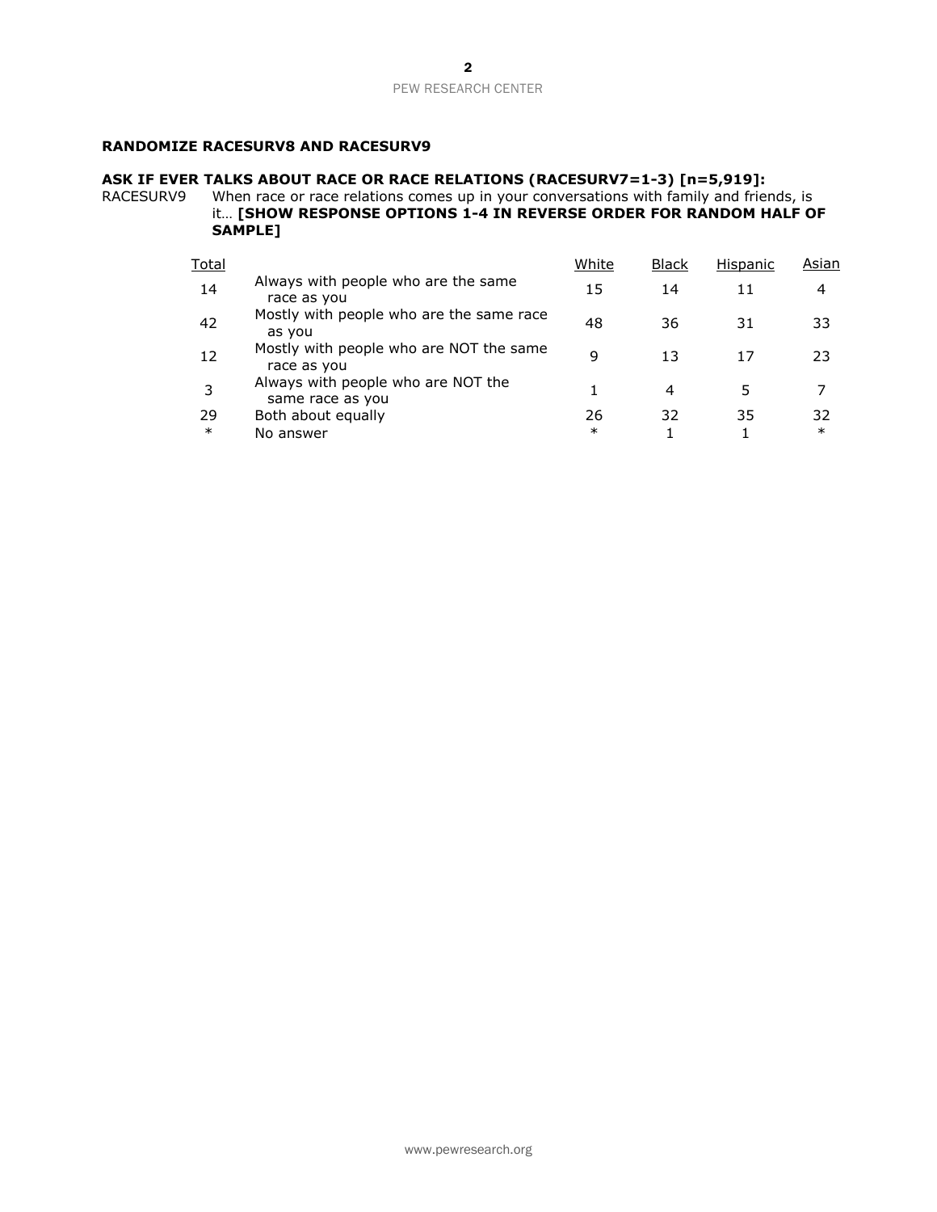**RANDOMIZE RACESURV8 AND RACESURV9**

**ASK IF EVER TALKS ABOUT RACE OR RACE RELATIONS (RACESURV7=1-3) [n=5,919]:**

RACESURV9 When race or race relations comes up in your conversations with family and friends, is it… **[SHOW RESPONSE OPTIONS 1-4 IN REVERSE ORDER FOR RANDOM HALF OF SAMPLE]**

| Total | | White | Black | Hispanic | Asian |
|---|---|---|---|---|---|
| 14 | Always with people who are the same race as you | 15 | 14 | 11 | 4 |
| 42 | Mostly with people who are the same race as you | 48 | 36 | 31 | 33 |
| 12 | Mostly with people who are NOT the same race as you | 9 | 13 | 17 | 23 |
| 3 | Always with people who are NOT the same race as you | 1 | 4 | 5 | 7 |
| 29 | Both about equally | 26 | 32 | 35 | 32 |
| * | No answer | * | 1 | 1 | * |